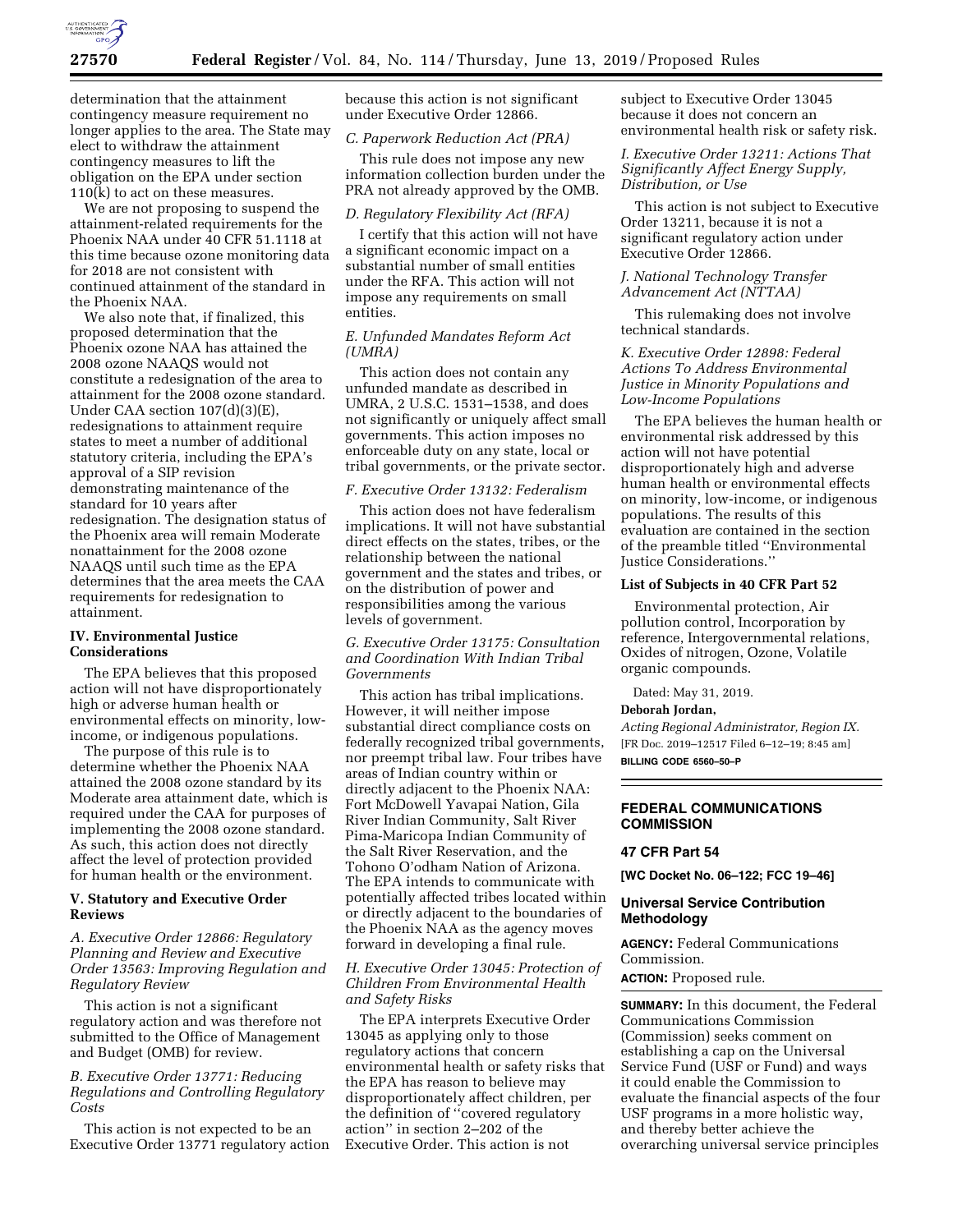determination that the attainment contingency measure requirement no longer applies to the area. The State may elect to withdraw the attainment contingency measures to lift the obligation on the EPA under section 110(k) to act on these measures.

We are not proposing to suspend the attainment-related requirements for the Phoenix NAA under 40 CFR 51.1118 at this time because ozone monitoring data for 2018 are not consistent with continued attainment of the standard in the Phoenix NAA.

We also note that, if finalized, this proposed determination that the Phoenix ozone NAA has attained the 2008 ozone NAAQS would not constitute a redesignation of the area to attainment for the 2008 ozone standard. Under CAA section 107(d)(3)(E), redesignations to attainment require states to meet a number of additional statutory criteria, including the EPA's approval of a SIP revision demonstrating maintenance of the standard for 10 years after redesignation. The designation status of the Phoenix area will remain Moderate nonattainment for the 2008 ozone NAAQS until such time as the EPA determines that the area meets the CAA requirements for redesignation to attainment.

## IV. Environmental Justice Considerations

The EPA believes that this proposed action will not have disproportionately high or adverse human health or environmental effects on minority, low-income, or indigenous populations.

The purpose of this rule is to determine whether the Phoenix NAA attained the 2008 ozone standard by its Moderate area attainment date, which is required under the CAA for purposes of implementing the 2008 ozone standard. As such, this action does not directly affect the level of protection provided for human health or the environment.

## V. Statutory and Executive Order Reviews

### *A. Executive Order 12866: Regulatory Planning and Review and Executive Order 13563: Improving Regulation and Regulatory Review*

This action is not a significant regulatory action and was therefore not submitted to the Office of Management and Budget (OMB) for review.

### *B. Executive Order 13771: Reducing Regulations and Controlling Regulatory Costs*

This action is not expected to be an Executive Order 13771 regulatory action because this action is not significant under Executive Order 12866.

### *C. Paperwork Reduction Act (PRA)*

This rule does not impose any new information collection burden under the PRA not already approved by the OMB.

### *D. Regulatory Flexibility Act (RFA)*

I certify that this action will not have a significant economic impact on a substantial number of small entities under the RFA. This action will not impose any requirements on small entities.

### *E. Unfunded Mandates Reform Act (UMRA)*

This action does not contain any unfunded mandate as described in UMRA, 2 U.S.C. 1531–1538, and does not significantly or uniquely affect small governments. This action imposes no enforceable duty on any state, local or tribal governments, or the private sector.

### *F. Executive Order 13132: Federalism*

This action does not have federalism implications. It will not have substantial direct effects on the states, tribes, or the relationship between the national government and the states and tribes, or on the distribution of power and responsibilities among the various levels of government.

### *G. Executive Order 13175: Consultation and Coordination With Indian Tribal Governments*

This action has tribal implications. However, it will neither impose substantial direct compliance costs on federally recognized tribal governments, nor preempt tribal law. Four tribes have areas of Indian country within or directly adjacent to the Phoenix NAA: Fort McDowell Yavapai Nation, Gila River Indian Community, Salt River Pima-Maricopa Indian Community of the Salt River Reservation, and the Tohono O'odham Nation of Arizona. The EPA intends to communicate with potentially affected tribes located within or directly adjacent to the boundaries of the Phoenix NAA as the agency moves forward in developing a final rule.

### *H. Executive Order 13045: Protection of Children From Environmental Health and Safety Risks*

The EPA interprets Executive Order 13045 as applying only to those regulatory actions that concern environmental health or safety risks that the EPA has reason to believe may disproportionately affect children, per the definition of ''covered regulatory action'' in section 2–202 of the Executive Order. This action is not subject to Executive Order 13045 because it does not concern an environmental health risk or safety risk.

### *I. Executive Order 13211: Actions That Significantly Affect Energy Supply, Distribution, or Use*

This action is not subject to Executive Order 13211, because it is not a significant regulatory action under Executive Order 12866.

### *J. National Technology Transfer Advancement Act (NTTAA)*

This rulemaking does not involve technical standards.

### *K. Executive Order 12898: Federal Actions To Address Environmental Justice in Minority Populations and Low-Income Populations*

The EPA believes the human health or environmental risk addressed by this action will not have potential disproportionately high and adverse human health or environmental effects on minority, low-income, or indigenous populations. The results of this evaluation are contained in the section of the preamble titled ''Environmental Justice Considerations.''

### List of Subjects in 40 CFR Part 52

Environmental protection, Air pollution control, Incorporation by reference, Intergovernmental relations, Oxides of nitrogen, Ozone, Volatile organic compounds.

Dated: May 31, 2019.

**Deborah Jordan,**

*Acting Regional Administrator, Region IX.*

[FR Doc. 2019–12517 Filed 6–12–19; 8:45 am]

**BILLING CODE 6560–50–P**

---

## FEDERAL COMMUNICATIONS COMMISSION

### 47 CFR Part 54

**[WC Docket No. 06–122; FCC 19–46]**

### Universal Service Contribution Methodology

**AGENCY:** Federal Communications Commission.

**ACTION:** Proposed rule.

**SUMMARY:** In this document, the Federal Communications Commission (Commission) seeks comment on establishing a cap on the Universal Service Fund (USF or Fund) and ways it could enable the Commission to evaluate the financial aspects of the four USF programs in a more holistic way, and thereby better achieve the overarching universal service principles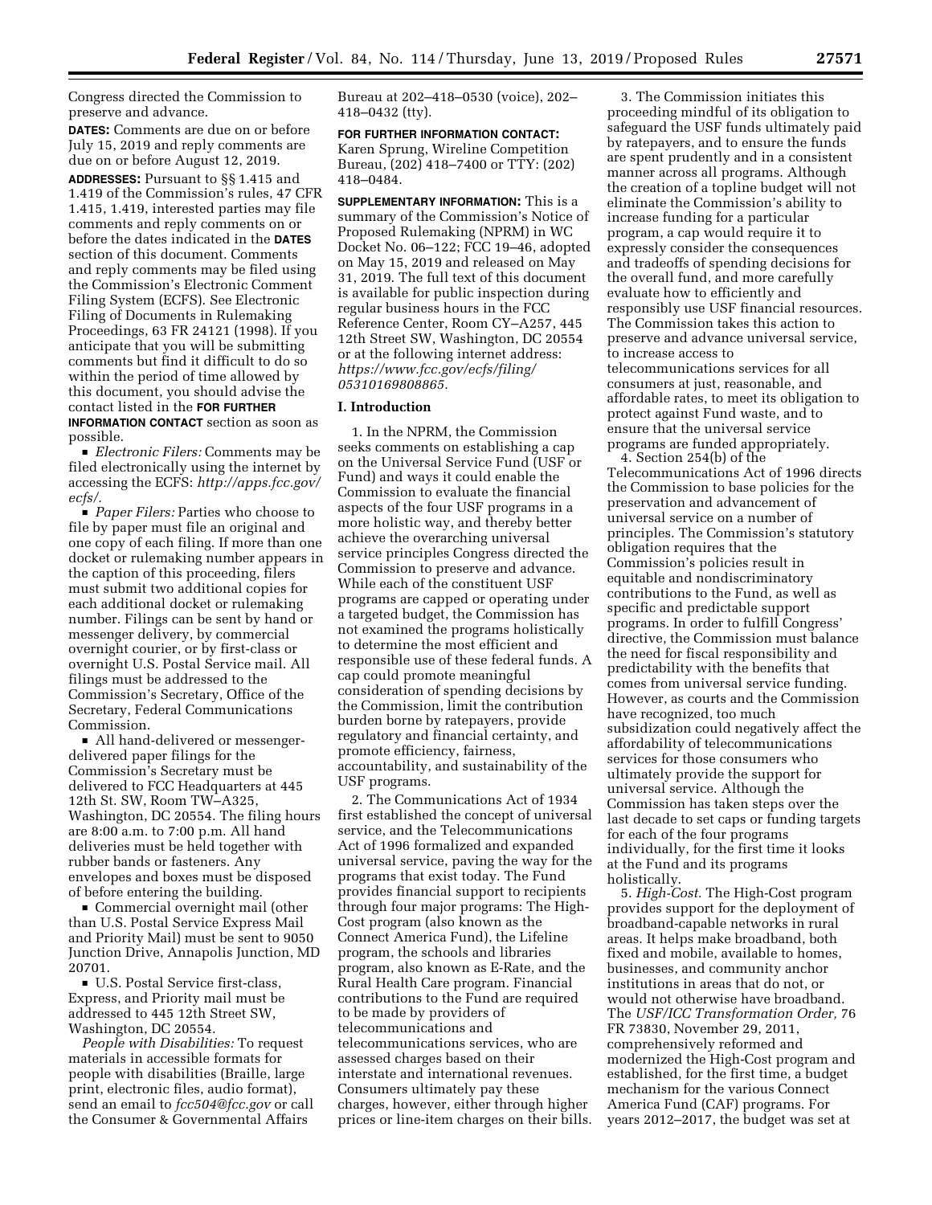Congress directed the Commission to preserve and advance.

**DATES:** Comments are due on or before July 15, 2019 and reply comments are due on or before August 12, 2019.

**ADDRESSES:** Pursuant to §§ 1.415 and 1.419 of the Commission's rules, 47 CFR 1.415, 1.419, interested parties may file comments and reply comments on or before the dates indicated in the **DATES** section of this document. Comments and reply comments may be filed using the Commission's Electronic Comment Filing System (ECFS). See Electronic Filing of Documents in Rulemaking Proceedings, 63 FR 24121 (1998). If you anticipate that you will be submitting comments but find it difficult to do so within the period of time allowed by this document, you should advise the contact listed in the **FOR FURTHER INFORMATION CONTACT** section as soon as possible.

- *Electronic Filers:* Comments may be filed electronically using the internet by accessing the ECFS: *http://apps.fcc.gov/ecfs/.*
- *Paper Filers:* Parties who choose to file by paper must file an original and one copy of each filing. If more than one docket or rulemaking number appears in the caption of this proceeding, filers must submit two additional copies for each additional docket or rulemaking number. Filings can be sent by hand or messenger delivery, by commercial overnight courier, or by first-class or overnight U.S. Postal Service mail. All filings must be addressed to the Commission's Secretary, Office of the Secretary, Federal Communications Commission.
- All hand-delivered or messenger-delivered paper filings for the Commission's Secretary must be delivered to FCC Headquarters at 445 12th St. SW, Room TW–A325, Washington, DC 20554. The filing hours are 8:00 a.m. to 7:00 p.m. All hand deliveries must be held together with rubber bands or fasteners. Any envelopes and boxes must be disposed of before entering the building.
- Commercial overnight mail (other than U.S. Postal Service Express Mail and Priority Mail) must be sent to 9050 Junction Drive, Annapolis Junction, MD 20701.
- U.S. Postal Service first-class, Express, and Priority mail must be addressed to 445 12th Street SW, Washington, DC 20554.

*People with Disabilities:* To request materials in accessible formats for people with disabilities (Braille, large print, electronic files, audio format), send an email to *fcc504@fcc.gov* or call the Consumer & Governmental Affairs Bureau at 202–418–0530 (voice), 202–418–0432 (tty).

**FOR FURTHER INFORMATION CONTACT:** Karen Sprung, Wireline Competition Bureau, (202) 418–7400 or TTY: (202) 418–0484.

**SUPPLEMENTARY INFORMATION:** This is a summary of the Commission's Notice of Proposed Rulemaking (NPRM) in WC Docket No. 06–122; FCC 19–46, adopted on May 15, 2019 and released on May 31, 2019. The full text of this document is available for public inspection during regular business hours in the FCC Reference Center, Room CY–A257, 445 12th Street SW, Washington, DC 20554 or at the following internet address: *https://www.fcc.gov/ecfs/filing/05310169808865.*

## I. Introduction

1. In the NPRM, the Commission seeks comments on establishing a cap on the Universal Service Fund (USF or Fund) and ways it could enable the Commission to evaluate the financial aspects of the four USF programs in a more holistic way, and thereby better achieve the overarching universal service principles Congress directed the Commission to preserve and advance. While each of the constituent USF programs are capped or operating under a targeted budget, the Commission has not examined the programs holistically to determine the most efficient and responsible use of these federal funds. A cap could promote meaningful consideration of spending decisions by the Commission, limit the contribution burden borne by ratepayers, provide regulatory and financial certainty, and promote efficiency, fairness, accountability, and sustainability of the USF programs.

2. The Communications Act of 1934 first established the concept of universal service, and the Telecommunications Act of 1996 formalized and expanded universal service, paving the way for the programs that exist today. The Fund provides financial support to recipients through four major programs: The High-Cost program (also known as the Connect America Fund), the Lifeline program, the schools and libraries program, also known as E-Rate, and the Rural Health Care program. Financial contributions to the Fund are required to be made by providers of telecommunications and telecommunications services, who are assessed charges based on their interstate and international revenues. Consumers ultimately pay these charges, however, either through higher prices or line-item charges on their bills.

3. The Commission initiates this proceeding mindful of its obligation to safeguard the USF funds ultimately paid by ratepayers, and to ensure the funds are spent prudently and in a consistent manner across all programs. Although the creation of a topline budget will not eliminate the Commission's ability to increase funding for a particular program, a cap would require it to expressly consider the consequences and tradeoffs of spending decisions for the overall fund, and more carefully evaluate how to efficiently and responsibly use USF financial resources. The Commission takes this action to preserve and advance universal service, to increase access to telecommunications services for all consumers at just, reasonable, and affordable rates, to meet its obligation to protect against Fund waste, and to ensure that the universal service programs are funded appropriately.

4. Section 254(b) of the Telecommunications Act of 1996 directs the Commission to base policies for the preservation and advancement of universal service on a number of principles. The Commission's statutory obligation requires that the Commission's policies result in equitable and nondiscriminatory contributions to the Fund, as well as specific and predictable support programs. In order to fulfill Congress' directive, the Commission must balance the need for fiscal responsibility and predictability with the benefits that comes from universal service funding. However, as courts and the Commission have recognized, too much subsidization could negatively affect the affordability of telecommunications services for those consumers who ultimately provide the support for universal service. Although the Commission has taken steps over the last decade to set caps or funding targets for each of the four programs individually, for the first time it looks at the Fund and its programs holistically.

5. *High-Cost.* The High-Cost program provides support for the deployment of broadband-capable networks in rural areas. It helps make broadband, both fixed and mobile, available to homes, businesses, and community anchor institutions in areas that do not, or would not otherwise have broadband. The *USF/ICC Transformation Order,* 76 FR 73830, November 29, 2011, comprehensively reformed and modernized the High-Cost program and established, for the first time, a budget mechanism for the various Connect America Fund (CAF) programs. For years 2012–2017, the budget was set at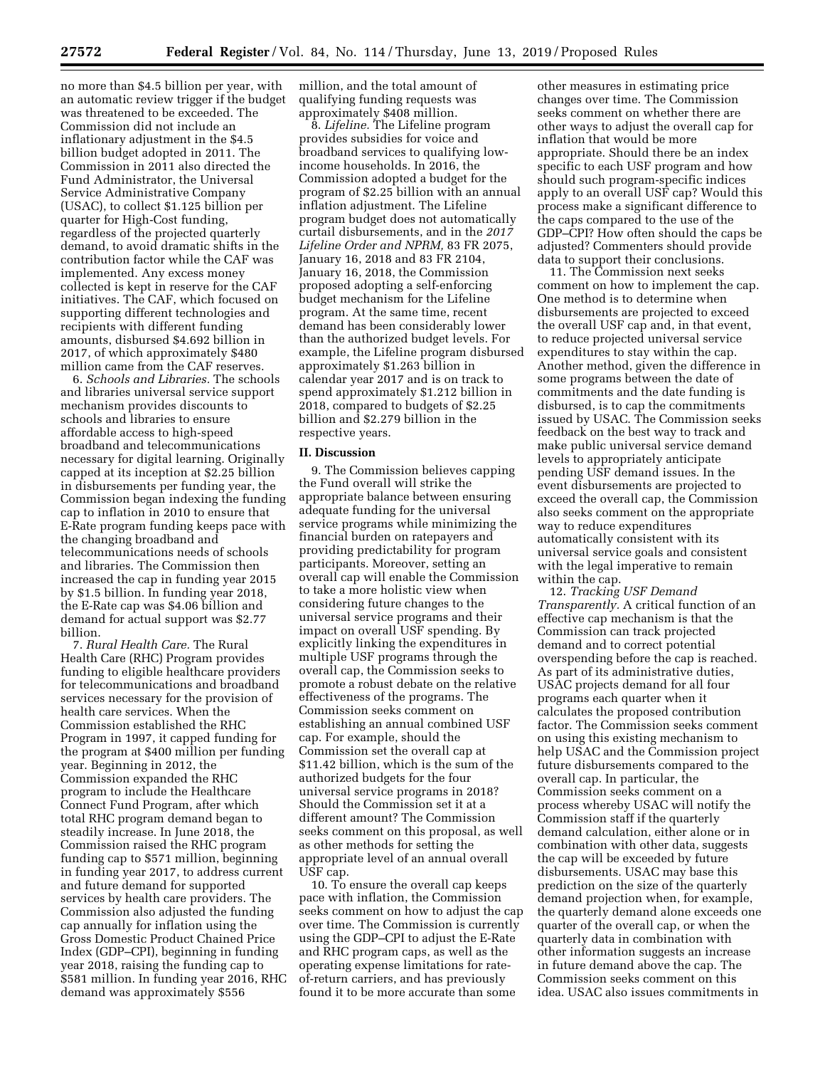no more than $4.5 billion per year, with an automatic review trigger if the budget was threatened to be exceeded. The Commission did not include an inflationary adjustment in the $4.5 billion budget adopted in 2011. The Commission in 2011 also directed the Fund Administrator, the Universal Service Administrative Company (USAC), to collect $1.125 billion per quarter for High-Cost funding, regardless of the projected quarterly demand, to avoid dramatic shifts in the contribution factor while the CAF was implemented. Any excess money collected is kept in reserve for the CAF initiatives. The CAF, which focused on supporting different technologies and recipients with different funding amounts, disbursed $4.692 billion in 2017, of which approximately $480 million came from the CAF reserves.

6. *Schools and Libraries.* The schools and libraries universal service support mechanism provides discounts to schools and libraries to ensure affordable access to high-speed broadband and telecommunications necessary for digital learning. Originally capped at its inception at $2.25 billion in disbursements per funding year, the Commission began indexing the funding cap to inflation in 2010 to ensure that E-Rate program funding keeps pace with the changing broadband and telecommunications needs of schools and libraries. The Commission then increased the cap in funding year 2015 by $1.5 billion. In funding year 2018, the E-Rate cap was $4.06 billion and demand for actual support was $2.77 billion.

7. *Rural Health Care.* The Rural Health Care (RHC) Program provides funding to eligible healthcare providers for telecommunications and broadband services necessary for the provision of health care services. When the Commission established the RHC Program in 1997, it capped funding for the program at $400 million per funding year. Beginning in 2012, the Commission expanded the RHC program to include the Healthcare Connect Fund Program, after which total RHC program demand began to steadily increase. In June 2018, the Commission raised the RHC program funding cap to $571 million, beginning in funding year 2017, to address current and future demand for supported services by health care providers. The Commission also adjusted the funding cap annually for inflation using the Gross Domestic Product Chained Price Index (GDP–CPI), beginning in funding year 2018, raising the funding cap to $581 million. In funding year 2016, RHC demand was approximately $556 million, and the total amount of qualifying funding requests was approximately $408 million.

8. *Lifeline.* The Lifeline program provides subsidies for voice and broadband services to qualifying low-income households. In 2016, the Commission adopted a budget for the program of $2.25 billion with an annual inflation adjustment. The Lifeline program budget does not automatically curtail disbursements, and in the *2017 Lifeline Order and NPRM,* 83 FR 2075, January 16, 2018 and 83 FR 2104, January 16, 2018, the Commission proposed adopting a self-enforcing budget mechanism for the Lifeline program. At the same time, recent demand has been considerably lower than the authorized budget levels. For example, the Lifeline program disbursed approximately $1.263 billion in calendar year 2017 and is on track to spend approximately $1.212 billion in 2018, compared to budgets of $2.25 billion and $2.279 billion in the respective years.

## II. Discussion

9. The Commission believes capping the Fund overall will strike the appropriate balance between ensuring adequate funding for the universal service programs while minimizing the financial burden on ratepayers and providing predictability for program participants. Moreover, setting an overall cap will enable the Commission to take a more holistic view when considering future changes to the universal service programs and their impact on overall USF spending. By explicitly linking the expenditures in multiple USF programs through the overall cap, the Commission seeks to promote a robust debate on the relative effectiveness of the programs. The Commission seeks comment on establishing an annual combined USF cap. For example, should the Commission set the overall cap at $11.42 billion, which is the sum of the authorized budgets for the four universal service programs in 2018? Should the Commission set it at a different amount? The Commission seeks comment on this proposal, as well as other methods for setting the appropriate level of an annual overall USF cap.

10. To ensure the overall cap keeps pace with inflation, the Commission seeks comment on how to adjust the cap over time. The Commission is currently using the GDP–CPI to adjust the E-Rate and RHC program caps, as well as the operating expense limitations for rate-of-return carriers, and has previously found it to be more accurate than some other measures in estimating price changes over time. The Commission seeks comment on whether there are other ways to adjust the overall cap for inflation that would be more appropriate. Should there be an index specific to each USF program and how should such program-specific indices apply to an overall USF cap? Would this process make a significant difference to the caps compared to the use of the GDP–CPI? How often should the caps be adjusted? Commenters should provide data to support their conclusions.

11. The Commission next seeks comment on how to implement the cap. One method is to determine when disbursements are projected to exceed the overall USF cap and, in that event, to reduce projected universal service expenditures to stay within the cap. Another method, given the difference in some programs between the date of commitments and the date funding is disbursed, is to cap the commitments issued by USAC. The Commission seeks feedback on the best way to track and make public universal service demand levels to appropriately anticipate pending USF demand issues. In the event disbursements are projected to exceed the overall cap, the Commission also seeks comment on the appropriate way to reduce expenditures automatically consistent with its universal service goals and consistent with the legal imperative to remain within the cap.

12. *Tracking USF Demand Transparently.* A critical function of an effective cap mechanism is that the Commission can track projected demand and to correct potential overspending before the cap is reached. As part of its administrative duties, USAC projects demand for all four programs each quarter when it calculates the proposed contribution factor. The Commission seeks comment on using this existing mechanism to help USAC and the Commission project future disbursements compared to the overall cap. In particular, the Commission seeks comment on a process whereby USAC will notify the Commission staff if the quarterly demand calculation, either alone or in combination with other data, suggests the cap will be exceeded by future disbursements. USAC may base this prediction on the size of the quarterly demand projection when, for example, the quarterly demand alone exceeds one quarter of the overall cap, or when the quarterly data in combination with other information suggests an increase in future demand above the cap. The Commission seeks comment on this idea. USAC also issues commitments in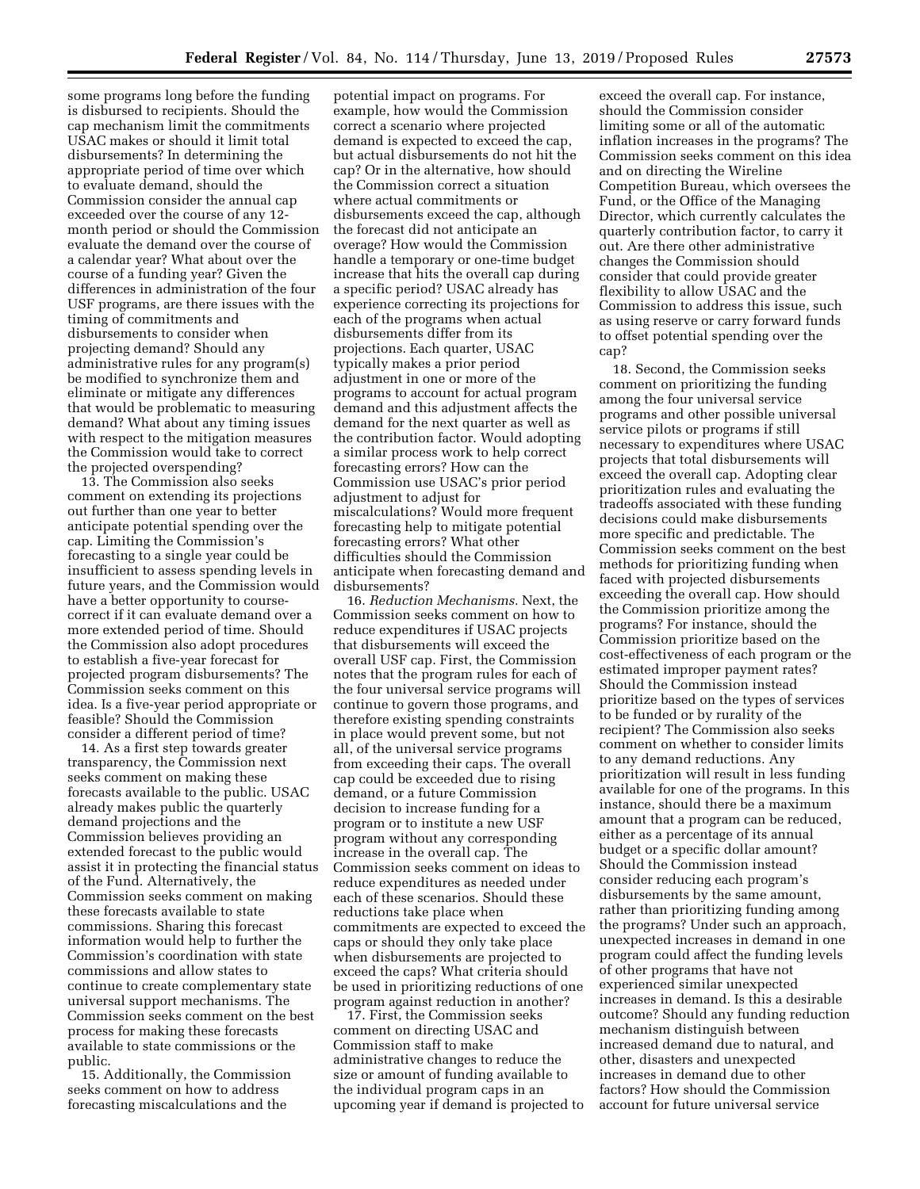some programs long before the funding is disbursed to recipients. Should the cap mechanism limit the commitments USAC makes or should it limit total disbursements? In determining the appropriate period of time over which to evaluate demand, should the Commission consider the annual cap exceeded over the course of any 12-month period or should the Commission evaluate the demand over the course of a calendar year? What about over the course of a funding year? Given the differences in administration of the four USF programs, are there issues with the timing of commitments and disbursements to consider when projecting demand? Should any administrative rules for any program(s) be modified to synchronize them and eliminate or mitigate any differences that would be problematic to measuring demand? What about any timing issues with respect to the mitigation measures the Commission would take to correct the projected overspending?

13. The Commission also seeks comment on extending its projections out further than one year to better anticipate potential spending over the cap. Limiting the Commission's forecasting to a single year could be insufficient to assess spending levels in future years, and the Commission would have a better opportunity to course-correct if it can evaluate demand over a more extended period of time. Should the Commission also adopt procedures to establish a five-year forecast for projected program disbursements? The Commission seeks comment on this idea. Is a five-year period appropriate or feasible? Should the Commission consider a different period of time?

14. As a first step towards greater transparency, the Commission next seeks comment on making these forecasts available to the public. USAC already makes public the quarterly demand projections and the Commission believes providing an extended forecast to the public would assist it in protecting the financial status of the Fund. Alternatively, the Commission seeks comment on making these forecasts available to state commissions. Sharing this forecast information would help to further the Commission's coordination with state commissions and allow states to continue to create complementary state universal support mechanisms. The Commission seeks comment on the best process for making these forecasts available to state commissions or the public.

15. Additionally, the Commission seeks comment on how to address forecasting miscalculations and the potential impact on programs. For example, how would the Commission correct a scenario where projected demand is expected to exceed the cap, but actual disbursements do not hit the cap? Or in the alternative, how should the Commission correct a situation where actual commitments or disbursements exceed the cap, although the forecast did not anticipate an overage? How would the Commission handle a temporary or one-time budget increase that hits the overall cap during a specific period? USAC already has experience correcting its projections for each of the programs when actual disbursements differ from its projections. Each quarter, USAC typically makes a prior period adjustment in one or more of the programs to account for actual program demand and this adjustment affects the demand for the next quarter as well as the contribution factor. Would adopting a similar process work to help correct forecasting errors? How can the Commission use USAC's prior period adjustment to adjust for miscalculations? Would more frequent forecasting help to mitigate potential forecasting errors? What other difficulties should the Commission anticipate when forecasting demand and disbursements?

16. *Reduction Mechanisms.* Next, the Commission seeks comment on how to reduce expenditures if USAC projects that disbursements will exceed the overall USF cap. First, the Commission notes that the program rules for each of the four universal service programs will continue to govern those programs, and therefore existing spending constraints in place would prevent some, but not all, of the universal service programs from exceeding their caps. The overall cap could be exceeded due to rising demand, or a future Commission decision to increase funding for a program or to institute a new USF program without any corresponding increase in the overall cap. The Commission seeks comment on ideas to reduce expenditures as needed under each of these scenarios. Should these reductions take place when commitments are expected to exceed the caps or should they only take place when disbursements are projected to exceed the caps? What criteria should be used in prioritizing reductions of one program against reduction in another?

17. First, the Commission seeks comment on directing USAC and Commission staff to make administrative changes to reduce the size or amount of funding available to the individual program caps in an upcoming year if demand is projected to exceed the overall cap. For instance, should the Commission consider limiting some or all of the automatic inflation increases in the programs? The Commission seeks comment on this idea and on directing the Wireline Competition Bureau, which oversees the Fund, or the Office of the Managing Director, which currently calculates the quarterly contribution factor, to carry it out. Are there other administrative changes the Commission should consider that could provide greater flexibility to allow USAC and the Commission to address this issue, such as using reserve or carry forward funds to offset potential spending over the cap?

18. Second, the Commission seeks comment on prioritizing the funding among the four universal service programs and other possible universal service pilots or programs if still necessary to expenditures where USAC projects that total disbursements will exceed the overall cap. Adopting clear prioritization rules and evaluating the tradeoffs associated with these funding decisions could make disbursements more specific and predictable. The Commission seeks comment on the best methods for prioritizing funding when faced with projected disbursements exceeding the overall cap. How should the Commission prioritize among the programs? For instance, should the Commission prioritize based on the cost-effectiveness of each program or the estimated improper payment rates? Should the Commission instead prioritize based on the types of services to be funded or by rurality of the recipient? The Commission also seeks comment on whether to consider limits to any demand reductions. Any prioritization will result in less funding available for one of the programs. In this instance, should there be a maximum amount that a program can be reduced, either as a percentage of its annual budget or a specific dollar amount? Should the Commission instead consider reducing each program's disbursements by the same amount, rather than prioritizing funding among the programs? Under such an approach, unexpected increases in demand in one program could affect the funding levels of other programs that have not experienced similar unexpected increases in demand. Is this a desirable outcome? Should any funding reduction mechanism distinguish between increased demand due to natural, and other, disasters and unexpected increases in demand due to other factors? How should the Commission account for future universal service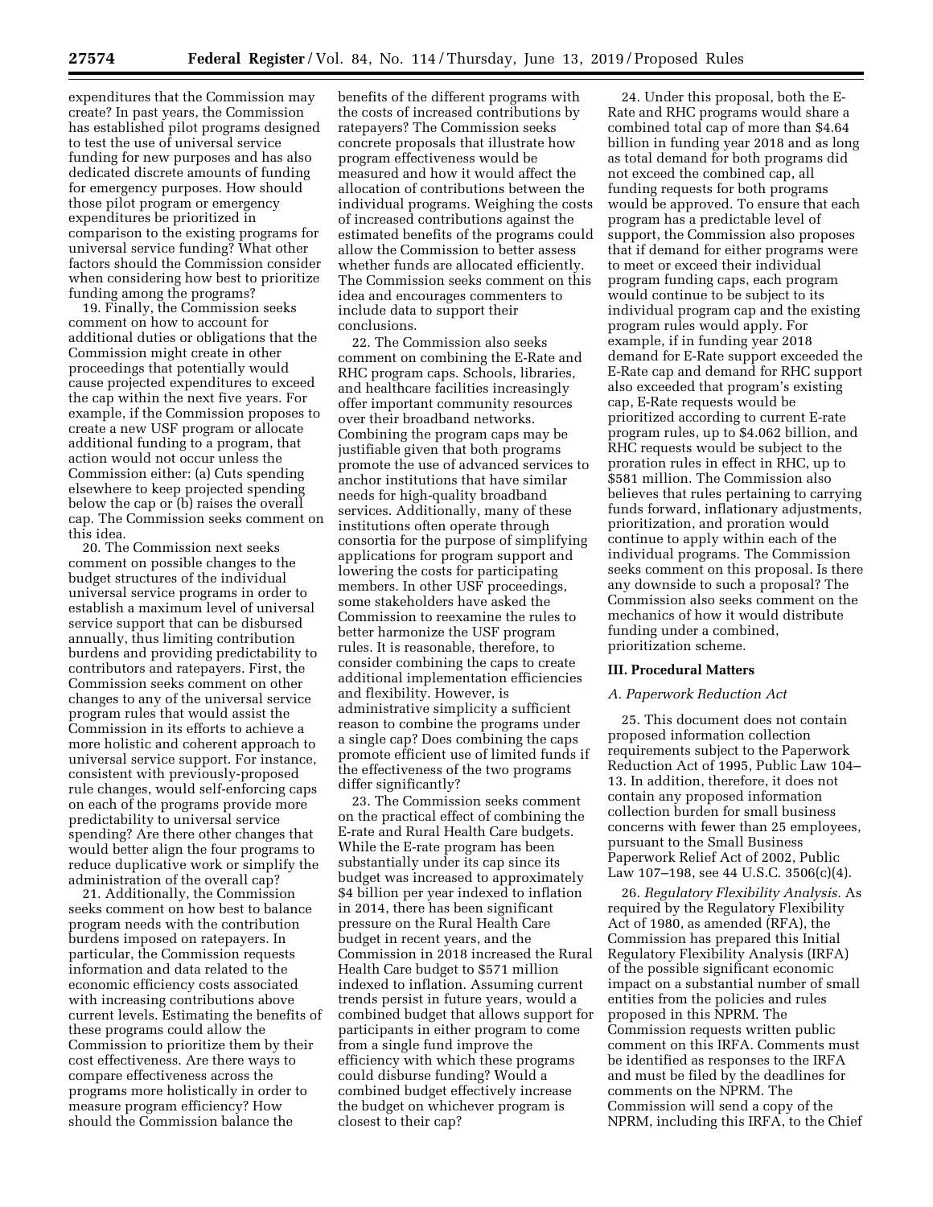expenditures that the Commission may create? In past years, the Commission has established pilot programs designed to test the use of universal service funding for new purposes and has also dedicated discrete amounts of funding for emergency purposes. How should those pilot program or emergency expenditures be prioritized in comparison to the existing programs for universal service funding? What other factors should the Commission consider when considering how best to prioritize funding among the programs?

19. Finally, the Commission seeks comment on how to account for additional duties or obligations that the Commission might create in other proceedings that potentially would cause projected expenditures to exceed the cap within the next five years. For example, if the Commission proposes to create a new USF program or allocate additional funding to a program, that action would not occur unless the Commission either: (a) Cuts spending elsewhere to keep projected spending below the cap or (b) raises the overall cap. The Commission seeks comment on this idea.

20. The Commission next seeks comment on possible changes to the budget structures of the individual universal service programs in order to establish a maximum level of universal service support that can be disbursed annually, thus limiting contribution burdens and providing predictability to contributors and ratepayers. First, the Commission seeks comment on other changes to any of the universal service program rules that would assist the Commission in its efforts to achieve a more holistic and coherent approach to universal service support. For instance, consistent with previously-proposed rule changes, would self-enforcing caps on each of the programs provide more predictability to universal service spending? Are there other changes that would better align the four programs to reduce duplicative work or simplify the administration of the overall cap?

21. Additionally, the Commission seeks comment on how best to balance program needs with the contribution burdens imposed on ratepayers. In particular, the Commission requests information and data related to the economic efficiency costs associated with increasing contributions above current levels. Estimating the benefits of these programs could allow the Commission to prioritize them by their cost effectiveness. Are there ways to compare effectiveness across the programs more holistically in order to measure program efficiency? How should the Commission balance the benefits of the different programs with the costs of increased contributions by ratepayers? The Commission seeks concrete proposals that illustrate how program effectiveness would be measured and how it would affect the allocation of contributions between the individual programs. Weighing the costs of increased contributions against the estimated benefits of the programs could allow the Commission to better assess whether funds are allocated efficiently. The Commission seeks comment on this idea and encourages commenters to include data to support their conclusions.

22. The Commission also seeks comment on combining the E-Rate and RHC program caps. Schools, libraries, and healthcare facilities increasingly offer important community resources over their broadband networks. Combining the program caps may be justifiable given that both programs promote the use of advanced services to anchor institutions that have similar needs for high-quality broadband services. Additionally, many of these institutions often operate through consortia for the purpose of simplifying applications for program support and lowering the costs for participating members. In other USF proceedings, some stakeholders have asked the Commission to reexamine the rules to better harmonize the USF program rules. It is reasonable, therefore, to consider combining the caps to create additional implementation efficiencies and flexibility. However, is administrative simplicity a sufficient reason to combine the programs under a single cap? Does combining the caps promote efficient use of limited funds if the effectiveness of the two programs differ significantly?

23. The Commission seeks comment on the practical effect of combining the E-rate and Rural Health Care budgets. While the E-rate program has been substantially under its cap since its budget was increased to approximately $4 billion per year indexed to inflation in 2014, there has been significant pressure on the Rural Health Care budget in recent years, and the Commission in 2018 increased the Rural Health Care budget to $571 million indexed to inflation. Assuming current trends persist in future years, would a combined budget that allows support for participants in either program to come from a single fund improve the efficiency with which these programs could disburse funding? Would a combined budget effectively increase the budget on whichever program is closest to their cap?

24. Under this proposal, both the E-Rate and RHC programs would share a combined total cap of more than $4.64 billion in funding year 2018 and as long as total demand for both programs did not exceed the combined cap, all funding requests for both programs would be approved. To ensure that each program has a predictable level of support, the Commission also proposes that if demand for either programs were to meet or exceed their individual program funding caps, each program would continue to be subject to its individual program cap and the existing program rules would apply. For example, if in funding year 2018 demand for E-Rate support exceeded the E-Rate cap and demand for RHC support also exceeded that program's existing cap, E-Rate requests would be prioritized according to current E-rate program rules, up to $4.062 billion, and RHC requests would be subject to the proration rules in effect in RHC, up to $581 million. The Commission also believes that rules pertaining to carrying funds forward, inflationary adjustments, prioritization, and proration would continue to apply within each of the individual programs. The Commission seeks comment on this proposal. Is there any downside to such a proposal? The Commission also seeks comment on the mechanics of how it would distribute funding under a combined, prioritization scheme.

## III. Procedural Matters

### A. Paperwork Reduction Act

25. This document does not contain proposed information collection requirements subject to the Paperwork Reduction Act of 1995, Public Law 104–13. In addition, therefore, it does not contain any proposed information collection burden for small business concerns with fewer than 25 employees, pursuant to the Small Business Paperwork Relief Act of 2002, Public Law 107–198, see 44 U.S.C. 3506(c)(4).

26. *Regulatory Flexibility Analysis.* As required by the Regulatory Flexibility Act of 1980, as amended (RFA), the Commission has prepared this Initial Regulatory Flexibility Analysis (IRFA) of the possible significant economic impact on a substantial number of small entities from the policies and rules proposed in this NPRM. The Commission requests written public comment on this IRFA. Comments must be identified as responses to the IRFA and must be filed by the deadlines for comments on the NPRM. The Commission will send a copy of the NPRM, including this IRFA, to the Chief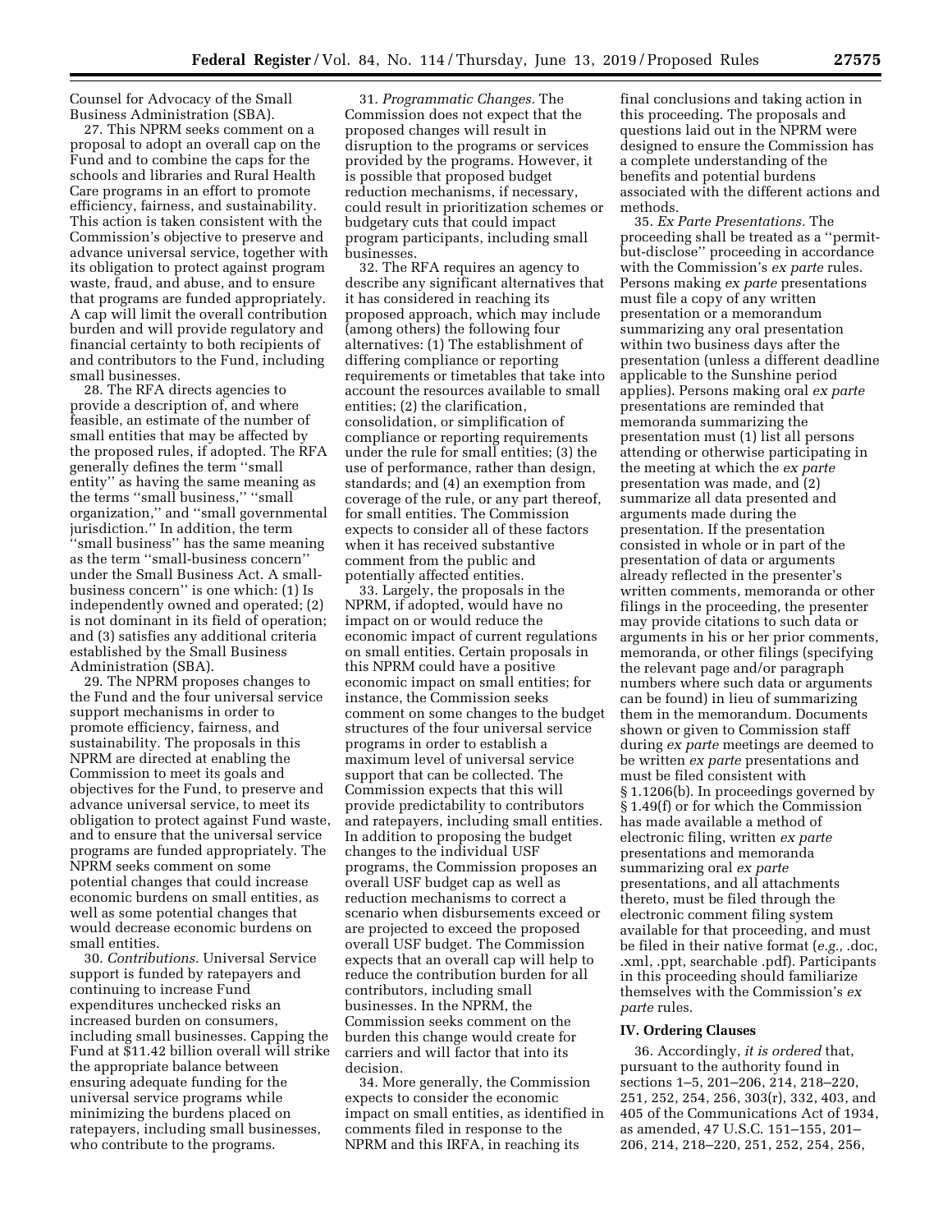Counsel for Advocacy of the Small Business Administration (SBA).

27. This NPRM seeks comment on a proposal to adopt an overall cap on the Fund and to combine the caps for the schools and libraries and Rural Health Care programs in an effort to promote efficiency, fairness, and sustainability. This action is taken consistent with the Commission's objective to preserve and advance universal service, together with its obligation to protect against program waste, fraud, and abuse, and to ensure that programs are funded appropriately. A cap will limit the overall contribution burden and will provide regulatory and financial certainty to both recipients of and contributors to the Fund, including small businesses.

28. The RFA directs agencies to provide a description of, and where feasible, an estimate of the number of small entities that may be affected by the proposed rules, if adopted. The RFA generally defines the term "small entity" as having the same meaning as the terms "small business," "small organization," and "small governmental jurisdiction." In addition, the term "small business" has the same meaning as the term "small-business concern" under the Small Business Act. A small-business concern" is one which: (1) Is independently owned and operated; (2) is not dominant in its field of operation; and (3) satisfies any additional criteria established by the Small Business Administration (SBA).

29. The NPRM proposes changes to the Fund and the four universal service support mechanisms in order to promote efficiency, fairness, and sustainability. The proposals in this NPRM are directed at enabling the Commission to meet its goals and objectives for the Fund, to preserve and advance universal service, to meet its obligation to protect against Fund waste, and to ensure that the universal service programs are funded appropriately. The NPRM seeks comment on some potential changes that could increase economic burdens on small entities, as well as some potential changes that would decrease economic burdens on small entities.

30. *Contributions.* Universal Service support is funded by ratepayers and continuing to increase Fund expenditures unchecked risks an increased burden on consumers, including small businesses. Capping the Fund at $11.42 billion overall will strike the appropriate balance between ensuring adequate funding for the universal service programs while minimizing the burdens placed on ratepayers, including small businesses, who contribute to the programs.

31. *Programmatic Changes.* The Commission does not expect that the proposed changes will result in disruption to the programs or services provided by the programs. However, it is possible that proposed budget reduction mechanisms, if necessary, could result in prioritization schemes or budgetary cuts that could impact program participants, including small businesses.

32. The RFA requires an agency to describe any significant alternatives that it has considered in reaching its proposed approach, which may include (among others) the following four alternatives: (1) The establishment of differing compliance or reporting requirements or timetables that take into account the resources available to small entities; (2) the clarification, consolidation, or simplification of compliance or reporting requirements under the rule for small entities; (3) the use of performance, rather than design, standards; and (4) an exemption from coverage of the rule, or any part thereof, for small entities. The Commission expects to consider all of these factors when it has received substantive comment from the public and potentially affected entities.

33. Largely, the proposals in the NPRM, if adopted, would have no impact on or would reduce the economic impact of current regulations on small entities. Certain proposals in this NPRM could have a positive economic impact on small entities; for instance, the Commission seeks comment on some changes to the budget structures of the four universal service programs in order to establish a maximum level of universal service support that can be collected. The Commission expects that this will provide predictability to contributors and ratepayers, including small entities. In addition to proposing the budget changes to the individual USF programs, the Commission proposes an overall USF budget cap as well as reduction mechanisms to correct a scenario when disbursements exceed or are projected to exceed the proposed overall USF budget. The Commission expects that an overall cap will help to reduce the contribution burden for all contributors, including small businesses. In the NPRM, the Commission seeks comment on the burden this change would create for carriers and will factor that into its decision.

34. More generally, the Commission expects to consider the economic impact on small entities, as identified in comments filed in response to the NPRM and this IRFA, in reaching its final conclusions and taking action in this proceeding. The proposals and questions laid out in the NPRM were designed to ensure the Commission has a complete understanding of the benefits and potential burdens associated with the different actions and methods.

35. *Ex Parte Presentations.* The proceeding shall be treated as a "permit-but-disclose" proceeding in accordance with the Commission's *ex parte* rules. Persons making *ex parte* presentations must file a copy of any written presentation or a memorandum summarizing any oral presentation within two business days after the presentation (unless a different deadline applicable to the Sunshine period applies). Persons making oral *ex parte* presentations are reminded that memoranda summarizing the presentation must (1) list all persons attending or otherwise participating in the meeting at which the *ex parte* presentation was made, and (2) summarize all data presented and arguments made during the presentation. If the presentation consisted in whole or in part of the presentation of data or arguments already reflected in the presenter's written comments, memoranda or other filings in the proceeding, the presenter may provide citations to such data or arguments in his or her prior comments, memoranda, or other filings (specifying the relevant page and/or paragraph numbers where such data or arguments can be found) in lieu of summarizing them in the memorandum. Documents shown or given to Commission staff during *ex parte* meetings are deemed to be written *ex parte* presentations and must be filed consistent with § 1.1206(b). In proceedings governed by § 1.49(f) or for which the Commission has made available a method of electronic filing, written *ex parte* presentations and memoranda summarizing oral *ex parte* presentations, and all attachments thereto, must be filed through the electronic comment filing system available for that proceeding, and must be filed in their native format (*e.g.,* .doc, .xml, .ppt, searchable .pdf). Participants in this proceeding should familiarize themselves with the Commission's *ex parte* rules.

## IV. Ordering Clauses

36. Accordingly, *it is ordered* that, pursuant to the authority found in sections 1–5, 201–206, 214, 218–220, 251, 252, 254, 256, 303(r), 332, 403, and 405 of the Communications Act of 1934, as amended, 47 U.S.C. 151–155, 201–206, 214, 218–220, 251, 252, 254, 256,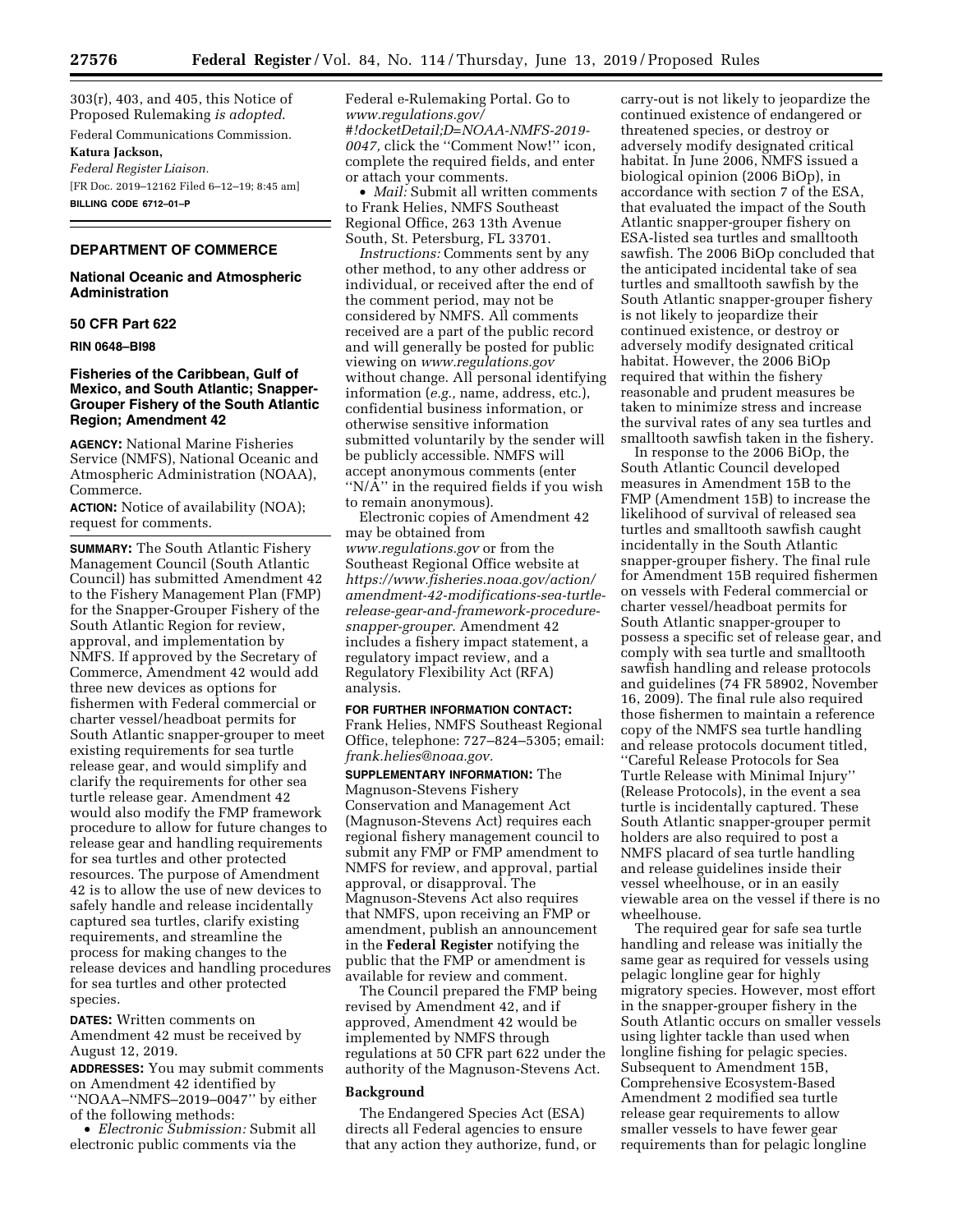303(r), 403, and 405, this Notice of Proposed Rulemaking *is adopted*.

Federal Communications Commission.

**Katura Jackson,**

*Federal Register Liaison.*

[FR Doc. 2019–12162 Filed 6–12–19; 8:45 am]

**BILLING CODE 6712–01–P**

## DEPARTMENT OF COMMERCE

### National Oceanic and Atmospheric Administration

### 50 CFR Part 622

**RIN 0648–BI98**

### Fisheries of the Caribbean, Gulf of Mexico, and South Atlantic; Snapper-Grouper Fishery of the South Atlantic Region; Amendment 42

**AGENCY:** National Marine Fisheries Service (NMFS), National Oceanic and Atmospheric Administration (NOAA), Commerce.

**ACTION:** Notice of availability (NOA); request for comments.

**SUMMARY:** The South Atlantic Fishery Management Council (South Atlantic Council) has submitted Amendment 42 to the Fishery Management Plan (FMP) for the Snapper-Grouper Fishery of the South Atlantic Region for review, approval, and implementation by NMFS. If approved by the Secretary of Commerce, Amendment 42 would add three new devices as options for fishermen with Federal commercial or charter vessel/headboat permits for South Atlantic snapper-grouper to meet existing requirements for sea turtle release gear, and would simplify and clarify the requirements for other sea turtle release gear. Amendment 42 would also modify the FMP framework procedure to allow for future changes to release gear and handling requirements for sea turtles and other protected resources. The purpose of Amendment 42 is to allow the use of new devices to safely handle and release incidentally captured sea turtles, clarify existing requirements, and streamline the process for making changes to the release devices and handling procedures for sea turtles and other protected species.

**DATES:** Written comments on Amendment 42 must be received by August 12, 2019.

**ADDRESSES:** You may submit comments on Amendment 42 identified by ''NOAA–NMFS–2019–0047'' by either of the following methods:

- *Electronic Submission:* Submit all electronic public comments via the Federal e-Rulemaking Portal. Go to *www.regulations.gov/#!docketDetail;D=NOAA-NMFS-2019-0047,* click the ''Comment Now!'' icon, complete the required fields, and enter or attach your comments.
- *Mail:* Submit all written comments to Frank Helies, NMFS Southeast Regional Office, 263 13th Avenue South, St. Petersburg, FL 33701.

*Instructions:* Comments sent by any other method, to any other address or individual, or received after the end of the comment period, may not be considered by NMFS. All comments received are a part of the public record and will generally be posted for public viewing on *www.regulations.gov* without change. All personal identifying information (*e.g.,* name, address, etc.), confidential business information, or otherwise sensitive information submitted voluntarily by the sender will be publicly accessible. NMFS will accept anonymous comments (enter ''N/A'' in the required fields if you wish to remain anonymous).

Electronic copies of Amendment 42 may be obtained from *www.regulations.gov* or from the Southeast Regional Office website at *https://www.fisheries.noaa.gov/action/amendment-42-modifications-sea-turtle-release-gear-and-framework-procedure-snapper-grouper.* Amendment 42 includes a fishery impact statement, a regulatory impact review, and a Regulatory Flexibility Act (RFA) analysis.

**FOR FURTHER INFORMATION CONTACT:** Frank Helies, NMFS Southeast Regional Office, telephone: 727–824–5305; email: *frank.helies@noaa.gov.*

**SUPPLEMENTARY INFORMATION:** The Magnuson-Stevens Fishery Conservation and Management Act (Magnuson-Stevens Act) requires each regional fishery management council to submit any FMP or FMP amendment to NMFS for review, and approval, partial approval, or disapproval. The Magnuson-Stevens Act also requires that NMFS, upon receiving an FMP or amendment, publish an announcement in the **Federal Register** notifying the public that the FMP or amendment is available for review and comment.

The Council prepared the FMP being revised by Amendment 42, and if approved, Amendment 42 would be implemented by NMFS through regulations at 50 CFR part 622 under the authority of the Magnuson-Stevens Act.

#### Background

The Endangered Species Act (ESA) directs all Federal agencies to ensure that any action they authorize, fund, or carry-out is not likely to jeopardize the continued existence of endangered or threatened species, or destroy or adversely modify designated critical habitat. In June 2006, NMFS issued a biological opinion (2006 BiOp), in accordance with section 7 of the ESA, that evaluated the impact of the South Atlantic snapper-grouper fishery on ESA-listed sea turtles and smalltooth sawfish. The 2006 BiOp concluded that the anticipated incidental take of sea turtles and smalltooth sawfish by the South Atlantic snapper-grouper fishery is not likely to jeopardize their continued existence, or destroy or adversely modify designated critical habitat. However, the 2006 BiOp required that within the fishery reasonable and prudent measures be taken to minimize stress and increase the survival rates of any sea turtles and smalltooth sawfish taken in the fishery.

In response to the 2006 BiOp, the South Atlantic Council developed measures in Amendment 15B to the FMP (Amendment 15B) to increase the likelihood of survival of released sea turtles and smalltooth sawfish caught incidentally in the South Atlantic snapper-grouper fishery. The final rule for Amendment 15B required fishermen on vessels with Federal commercial or charter vessel/headboat permits for South Atlantic snapper-grouper to possess a specific set of release gear, and comply with sea turtle and smalltooth sawfish handling and release protocols and guidelines (74 FR 58902, November 16, 2009). The final rule also required those fishermen to maintain a reference copy of the NMFS sea turtle handling and release protocols document titled, ''Careful Release Protocols for Sea Turtle Release with Minimal Injury'' (Release Protocols), in the event a sea turtle is incidentally captured. These South Atlantic snapper-grouper permit holders are also required to post a NMFS placard of sea turtle handling and release guidelines inside their vessel wheelhouse, or in an easily viewable area on the vessel if there is no wheelhouse.

The required gear for safe sea turtle handling and release was initially the same gear as required for vessels using pelagic longline gear for highly migratory species. However, most effort in the snapper-grouper fishery in the South Atlantic occurs on smaller vessels using lighter tackle than used when longline fishing for pelagic species. Subsequent to Amendment 15B, Comprehensive Ecosystem-Based Amendment 2 modified sea turtle release gear requirements to allow smaller vessels to have fewer gear requirements than for pelagic longline